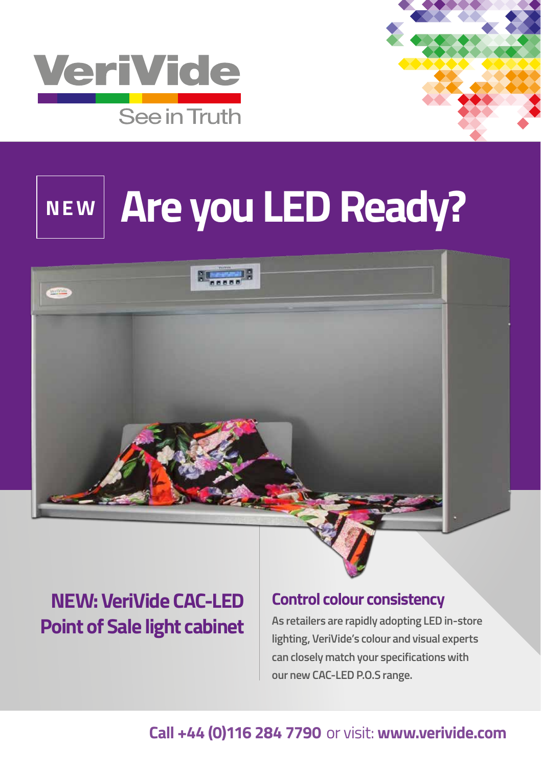VeriVide

See in Truth

NEW

# Are you LED Ready?

## NEW: VeriVide CAC-LED Point of Sale light cabinet

### Control colour consistency

As retailers are rapidly adopting LED in-store lighting, VeriVide's colour and visual experts can closely match your specifications with our new CAC-LED P.O.S range.

**Call +44 (0)116 284 7790** or visit: **www.verivide.com**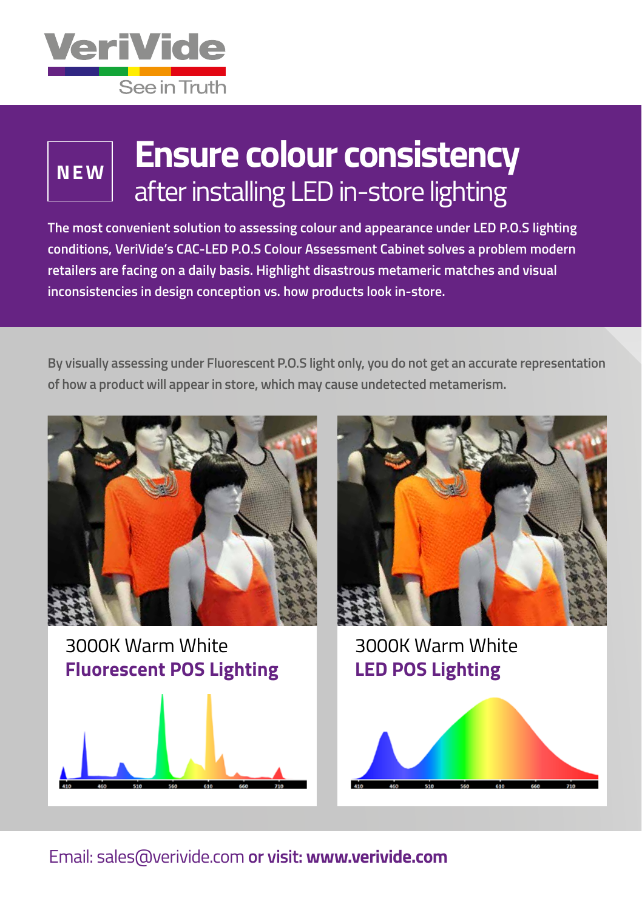VeriVide

See in Truth

NEW

# Ensure colour consistency

## after installing LED in-store lighting

**The most convenient solution to assessing colour and appearance under LED P.O.S lighting conditions, VeriVide's CAC-LED P.O.S Colour Assessment Cabinet solves a problem modern retailers are facing on a daily basis. Highlight disastrous metameric matches and visual inconsistencies in design conception vs. how products look in-store.**

By visually assessing under Fluorescent P.O.S light only, you do not get an accurate representation of how a product will appear in store, which may cause undetected metamerism.

3000K Warm White
**Fluorescent POS Lighting**

410 460 510 560 610 660 710

3000K Warm White
**LED POS Lighting**

410 460 510 560 610 660 710

Email: sales@verivide.com **or visit: www.verivide.com**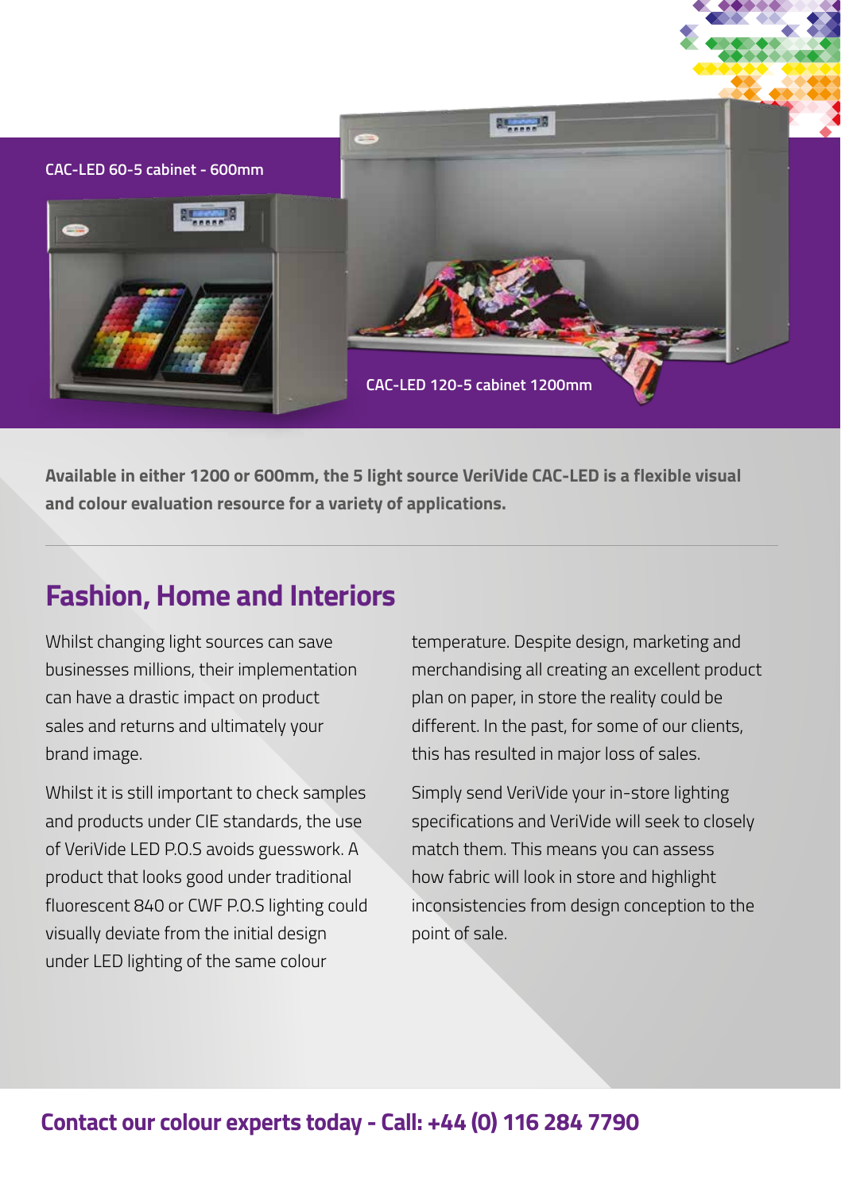CAC-LED 60-5 cabinet - 600mm

CAC-LED 120-5 cabinet 1200mm

**Available in either 1200 or 600mm, the 5 light source VeriVide CAC-LED is a flexible visual and colour evaluation resource for a variety of applications.**

## Fashion, Home and Interiors

Whilst changing light sources can save businesses millions, their implementation can have a drastic impact on product sales and returns and ultimately your brand image.

Whilst it is still important to check samples and products under CIE standards, the use of VeriVide LED P.O.S avoids guesswork. A product that looks good under traditional fluorescent 840 or CWF P.O.S lighting could visually deviate from the initial design under LED lighting of the same colour temperature. Despite design, marketing and merchandising all creating an excellent product plan on paper, in store the reality could be different. In the past, for some of our clients, this has resulted in major loss of sales.

Simply send VeriVide your in-store lighting specifications and VeriVide will seek to closely match them. This means you can assess how fabric will look in store and highlight inconsistencies from design conception to the point of sale.

**Contact our colour experts today - Call: +44 (0) 116 284 7790**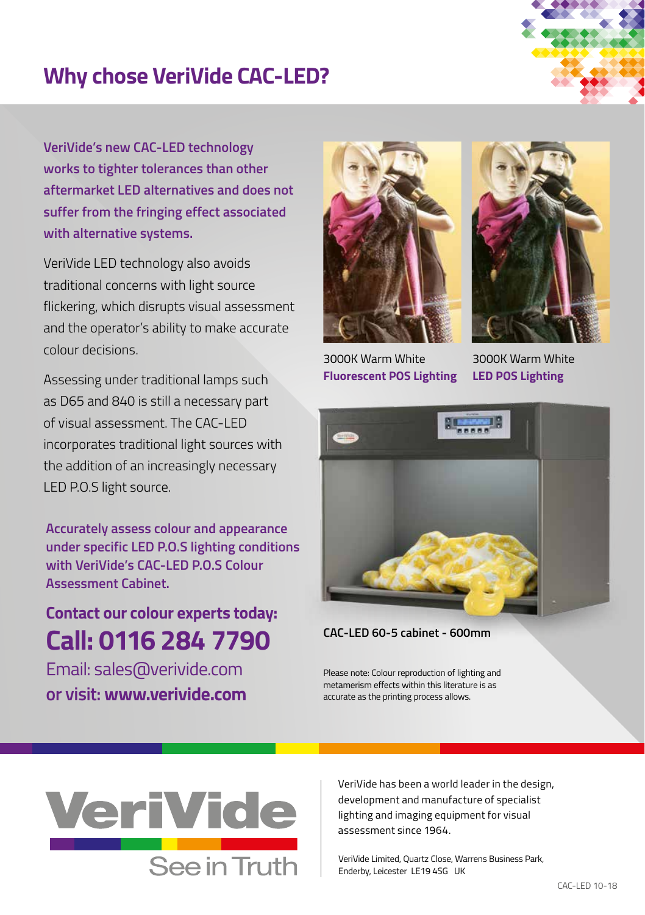# Why chose VeriVide CAC-LED?

**VeriVide's new CAC-LED technology works to tighter tolerances than other aftermarket LED alternatives and does not suffer from the fringing effect associated with alternative systems.**

VeriVide LED technology also avoids traditional concerns with light source flickering, which disrupts visual assessment and the operator's ability to make accurate colour decisions.

Assessing under traditional lamps such as D65 and 840 is still a necessary part of visual assessment. The CAC-LED incorporates traditional light sources with the addition of an increasingly necessary LED P.O.S light source.

**Accurately assess colour and appearance under specific LED P.O.S lighting conditions with VeriVide's CAC-LED P.O.S Colour Assessment Cabinet.**

**Contact our colour experts today:**

## Call: 0116 284 7790

Email: sales@verivide.com

**or visit: www.verivide.com**

3000K Warm White
**Fluorescent POS Lighting**

3000K Warm White
**LED POS Lighting**

**CAC-LED 60-5 cabinet - 600mm**

Please note: Colour reproduction of lighting and metamerism effects within this literature is as accurate as the printing process allows.

VeriVide
See in Truth

VeriVide has been a world leader in the design, development and manufacture of specialist lighting and imaging equipment for visual assessment since 1964.

VeriVide Limited, Quartz Close, Warrens Business Park, Enderby, Leicester LE19 4SG UK

CAC-LED 10-18